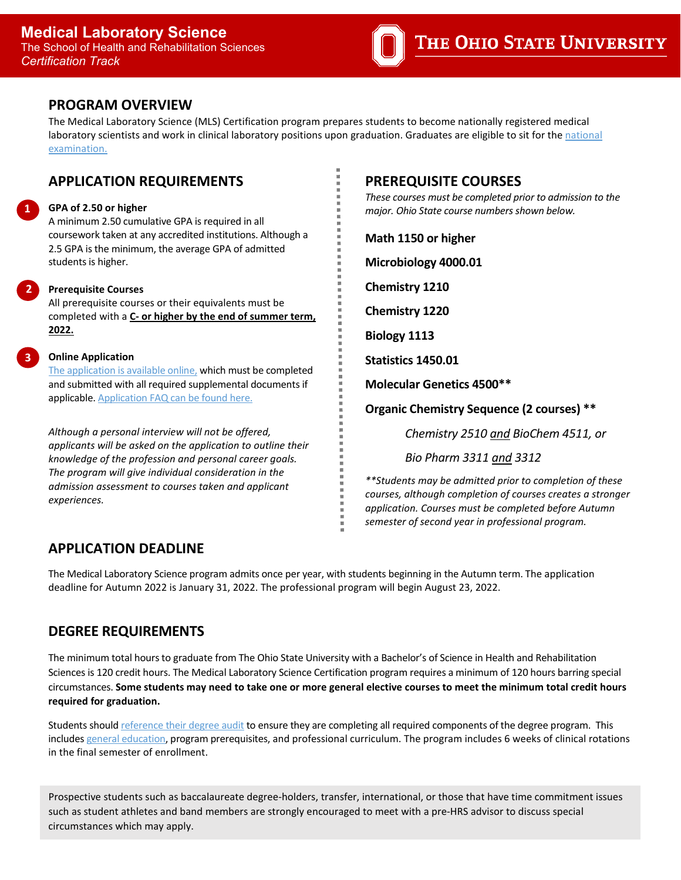# Medical Laboratory Science

The School of Health and Rehabilitation Sciences

*Certification Track*

THE OHIO STATE UNIVERSITY

## PROGRAM OVERVIEW

The Medical Laboratory Science (MLS) Certification program prepares students to become nationally registered medical laboratory scientists and work in clinical laboratory positions upon graduation. Graduates are eligible to sit for the national examination.

## APPLICATION REQUIREMENTS

1. **GPA of 2.50 or higher**
   A minimum 2.50 cumulative GPA is required in all coursework taken at any accredited institutions. Although a 2.5 GPA is the minimum, the average GPA of admitted students is higher.

2. **Prerequisite Courses**
   All prerequisite courses or their equivalents must be completed with a **C- or higher by the end of summer term, 2022.**

3. **Online Application**
   The application is available online, which must be completed and submitted with all required supplemental documents if applicable. Application FAQ can be found here.

*Although a personal interview will not be offered, applicants will be asked on the application to outline their knowledge of the profession and personal career goals. The program will give individual consideration in the admission assessment to courses taken and applicant experiences.*

## PREREQUISITE COURSES

*These courses must be completed prior to admission to the major. Ohio State course numbers shown below.*

**Math 1150 or higher**

**Microbiology 4000.01**

**Chemistry 1210**

**Chemistry 1220**

**Biology 1113**

**Statistics 1450.01**

**Molecular Genetics 4500**\*\*

**Organic Chemistry Sequence (2 courses)** \*\*

*Chemistry 2510 and BioChem 4511, or*

*Bio Pharm 3311 and 3312*

*\*\*Students may be admitted prior to completion of these courses, although completion of courses creates a stronger application. Courses must be completed before Autumn semester of second year in professional program.*

## APPLICATION DEADLINE

The Medical Laboratory Science program admits once per year, with students beginning in the Autumn term. The application deadline for Autumn 2022 is January 31, 2022. The professional program will begin August 23, 2022.

## DEGREE REQUIREMENTS

The minimum total hours to graduate from The Ohio State University with a Bachelor's of Science in Health and Rehabilitation Sciences is 120 credit hours. The Medical Laboratory Science Certification program requires a minimum of 120 hours barring special circumstances. **Some students may need to take one or more general elective courses to meet the minimum total credit hours required for graduation.**

Students should reference their degree audit to ensure they are completing all required components of the degree program. This includes general education, program prerequisites, and professional curriculum. The program includes 6 weeks of clinical rotations in the final semester of enrollment.

Prospective students such as baccalaureate degree-holders, transfer, international, or those that have time commitment issues such as student athletes and band members are strongly encouraged to meet with a pre-HRS advisor to discuss special circumstances which may apply.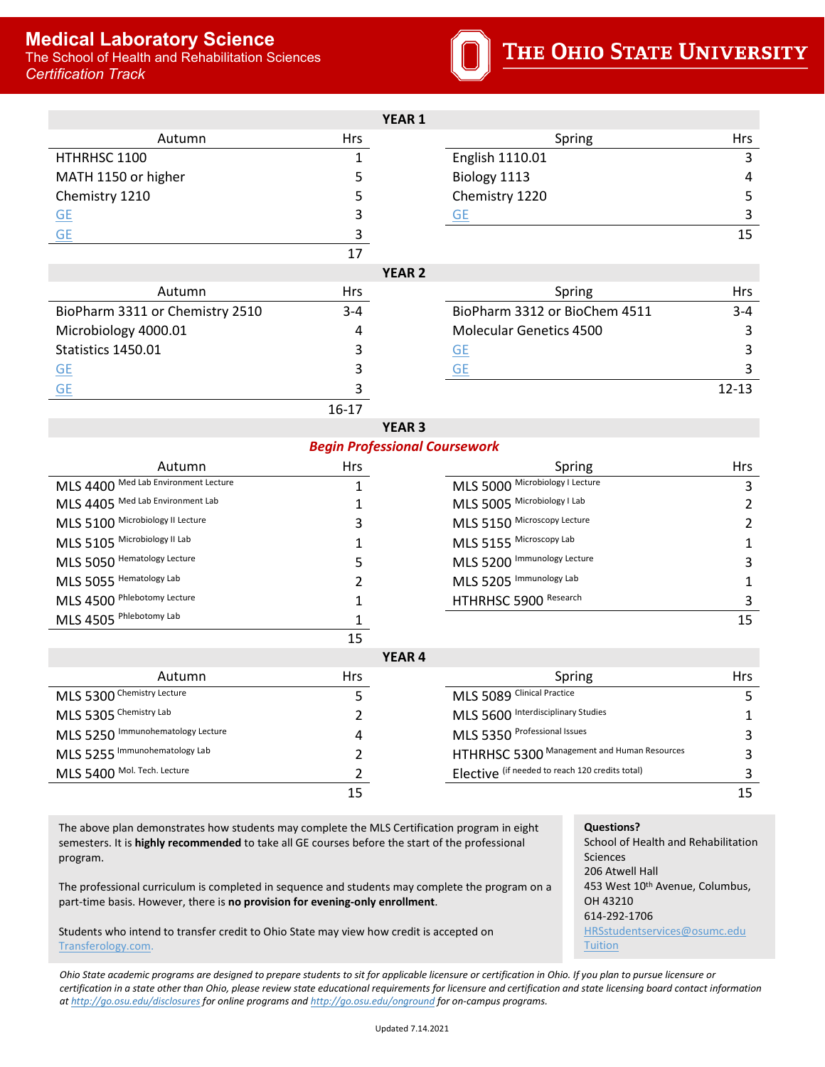# Medical Laboratory Science

The School of Health and Rehabilitation Sciences

*Certification Track*

THE OHIO STATE UNIVERSITY

## YEAR 1

| Autumn | Hrs | Spring | Hrs |
|---|---|---|---|
| HTHRHSC 1100 | 1 | English 1110.01 | 3 |
| MATH 1150 or higher | 5 | Biology 1113 | 4 |
| Chemistry 1210 | 5 | Chemistry 1220 | 5 |
| GE | 3 | GE | 3 |
| GE | 3 | | 15 |
| | 17 | | |

## YEAR 2

| Autumn | Hrs | Spring | Hrs |
|---|---|---|---|
| BioPharm 3311 or Chemistry 2510 | 3-4 | BioPharm 3312 or BioChem 4511 | 3-4 |
| Microbiology 4000.01 | 4 | Molecular Genetics 4500 | 3 |
| Statistics 1450.01 | 3 | GE | 3 |
| GE | 3 | GE | 3 |
| GE | 3 | | 12-13 |
| | 16-17 | | |

## YEAR 3

***Begin Professional Coursework***

| Autumn | Hrs | Spring | Hrs |
|---|---|---|---|
| MLS 4400 Med Lab Environment Lecture | 1 | MLS 5000 Microbiology I Lecture | 3 |
| MLS 4405 Med Lab Environment Lab | 1 | MLS 5005 Microbiology I Lab | 2 |
| MLS 5100 Microbiology II Lecture | 3 | MLS 5150 Microscopy Lecture | 2 |
| MLS 5105 Microbiology II Lab | 1 | MLS 5155 Microscopy Lab | 1 |
| MLS 5050 Hematology Lecture | 5 | MLS 5200 Immunology Lecture | 3 |
| MLS 5055 Hematology Lab | 2 | MLS 5205 Immunology Lab | 1 |
| MLS 4500 Phlebotomy Lecture | 1 | HTHRHSC 5900 Research | 3 |
| MLS 4505 Phlebotomy Lab | 1 | | 15 |
| | 15 | | |

## YEAR 4

| Autumn | Hrs | Spring | Hrs |
|---|---|---|---|
| MLS 5300 Chemistry Lecture | 5 | MLS 5089 Clinical Practice | 5 |
| MLS 5305 Chemistry Lab | 2 | MLS 5600 Interdisciplinary Studies | 1 |
| MLS 5250 Immunohematology Lecture | 4 | MLS 5350 Professional Issues | 3 |
| MLS 5255 Immunohematology Lab | 2 | HTHRHSC 5300 Management and Human Resources | 3 |
| MLS 5400 Mol. Tech. Lecture | 2 | Elective (if needed to reach 120 credits total) | 3 |
| | 15 | | 15 |

The above plan demonstrates how students may complete the MLS Certification program in eight semesters. It is **highly recommended** to take all GE courses before the start of the professional program.

The professional curriculum is completed in sequence and students may complete the program on a part-time basis. However, there is **no provision for evening-only enrollment**.

Students who intend to transfer credit to Ohio State may view how credit is accepted on Transferology.com.

**Questions?**
School of Health and Rehabilitation Sciences
206 Atwell Hall
453 West 10th Avenue, Columbus, OH 43210
614-292-1706
HRSstudentservices@osumc.edu
Tuition

*Ohio State academic programs are designed to prepare students to sit for applicable licensure or certification in Ohio. If you plan to pursue licensure or certification in a state other than Ohio, please review state educational requirements for licensure and certification and state licensing board contact information at http://go.osu.edu/disclosures for online programs and http://go.osu.edu/onground for on-campus programs.*

Updated 7.14.2021